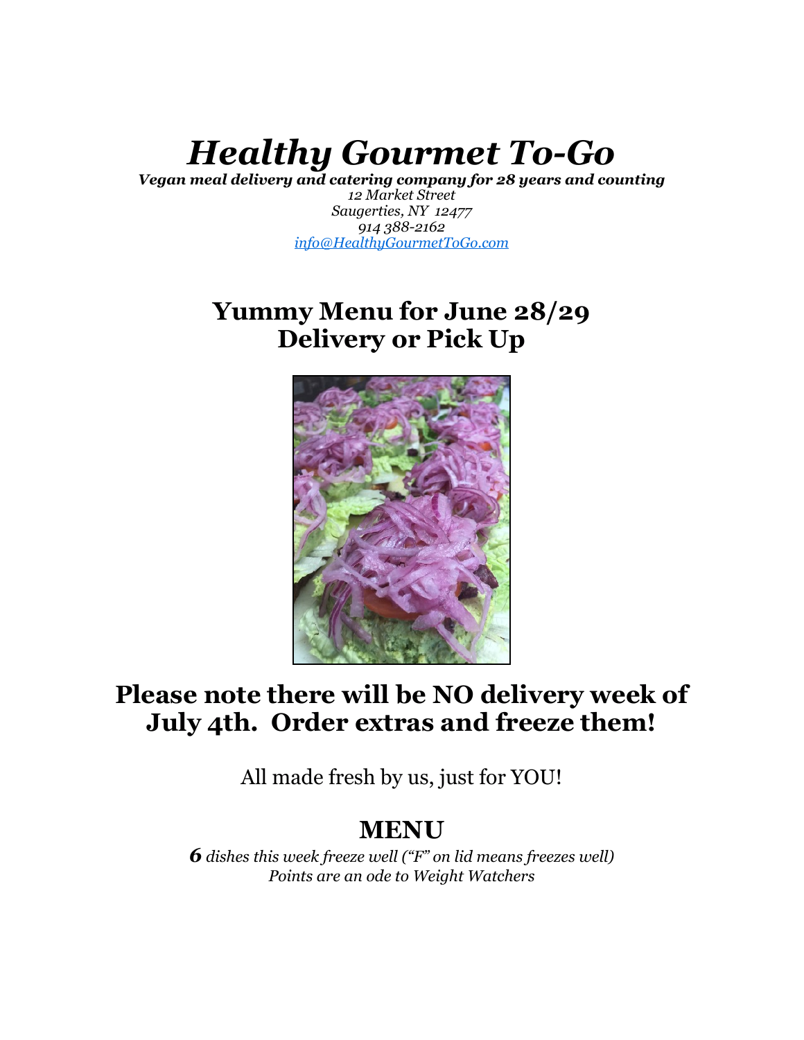# *Healthy Gourmet To-Go*

***Vegan meal delivery and catering company for 28 years and counting***

*12 Market Street*
*Saugerties, NY 12477*
*914 388-2162*
*info@HealthyGourmetToGo.com*

## Yummy Menu for June 28/29
## Delivery or Pick Up

## Please note there will be NO delivery week of July 4th. Order extras and freeze them!

All made fresh by us, just for YOU!

## MENU

***6** dishes this week freeze well ("F" on lid means freezes well)*
*Points are an ode to Weight Watchers*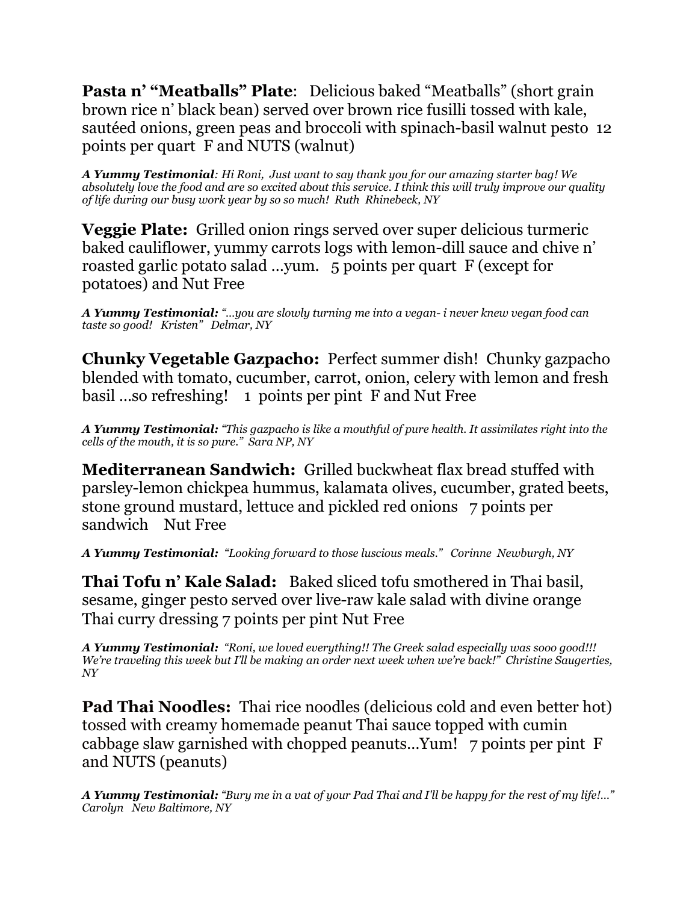**Pasta n' "Meatballs" Plate**: Delicious baked "Meatballs" (short grain brown rice n' black bean) served over brown rice fusilli tossed with kale, sautéed onions, green peas and broccoli with spinach-basil walnut pesto 12 points per quart F and NUTS (walnut)

***A Yummy Testimonial****: Hi Roni, Just want to say thank you for our amazing starter bag! We absolutely love the food and are so excited about this service. I think this will truly improve our quality of life during our busy work year by so so much! Ruth Rhinebeck, NY*

**Veggie Plate:** Grilled onion rings served over super delicious turmeric baked cauliflower, yummy carrots logs with lemon-dill sauce and chive n' roasted garlic potato salad …yum. 5 points per quart F (except for potatoes) and Nut Free

***A Yummy Testimonial:*** *"…you are slowly turning me into a vegan- i never knew vegan food can taste so good! Kristen" Delmar, NY*

**Chunky Vegetable Gazpacho:** Perfect summer dish! Chunky gazpacho blended with tomato, cucumber, carrot, onion, celery with lemon and fresh basil …so refreshing! 1 points per pint F and Nut Free

***A Yummy Testimonial:*** *"This gazpacho is like a mouthful of pure health. It assimilates right into the cells of the mouth, it is so pure." Sara NP, NY*

**Mediterranean Sandwich:** Grilled buckwheat flax bread stuffed with parsley-lemon chickpea hummus, kalamata olives, cucumber, grated beets, stone ground mustard, lettuce and pickled red onions 7 points per sandwich Nut Free

***A Yummy Testimonial:*** *"Looking forward to those luscious meals." Corinne Newburgh, NY*

**Thai Tofu n' Kale Salad:** Baked sliced tofu smothered in Thai basil, sesame, ginger pesto served over live-raw kale salad with divine orange Thai curry dressing 7 points per pint Nut Free

***A Yummy Testimonial:*** *"Roni, we loved everything!! The Greek salad especially was sooo good!!! We're traveling this week but I'll be making an order next week when we're back!" Christine Saugerties, NY*

**Pad Thai Noodles:** Thai rice noodles (delicious cold and even better hot) tossed with creamy homemade peanut Thai sauce topped with cumin cabbage slaw garnished with chopped peanuts…Yum! 7 points per pint F and NUTS (peanuts)

***A Yummy Testimonial:*** *"Bury me in a vat of your Pad Thai and I'll be happy for the rest of my life!…" Carolyn New Baltimore, NY*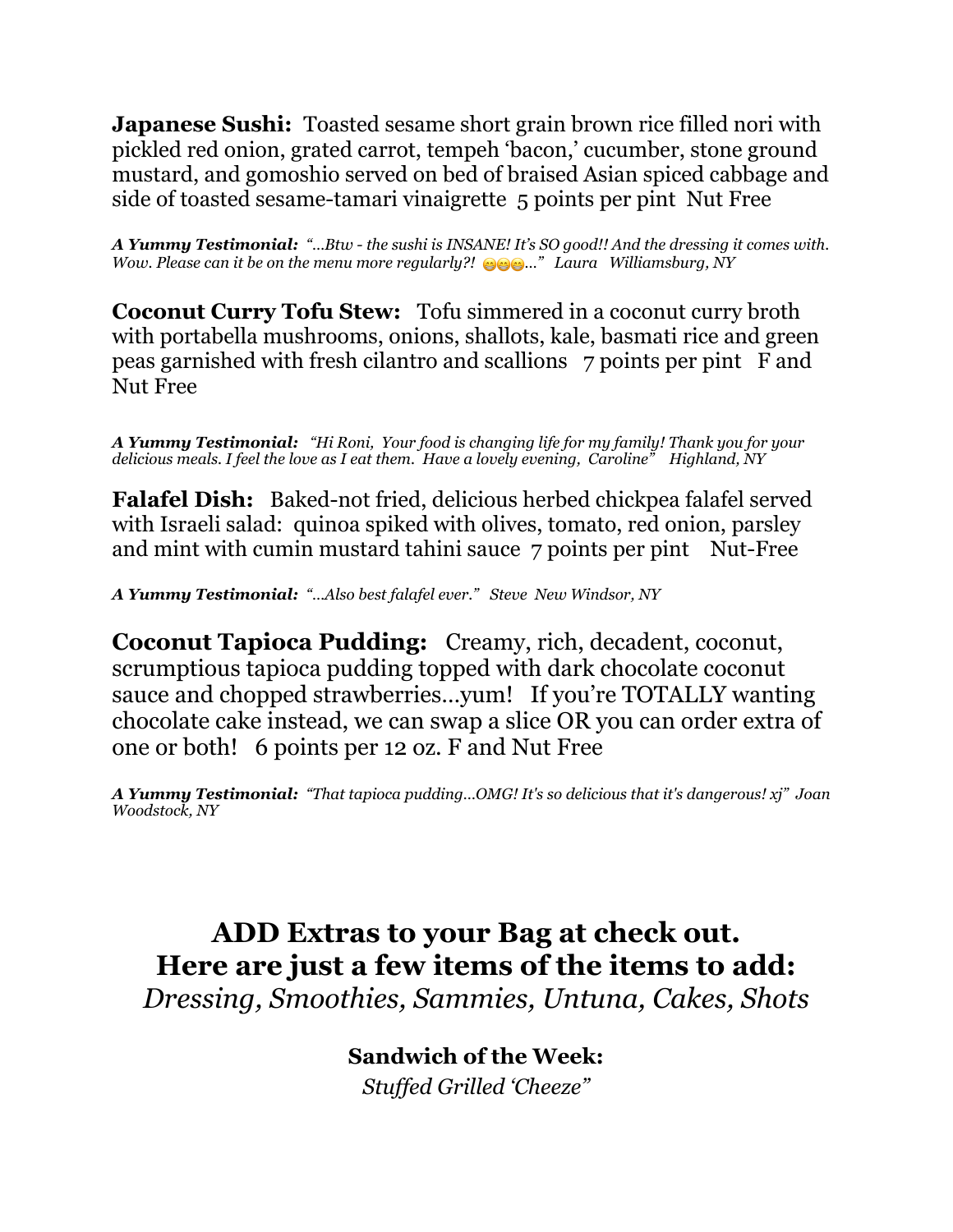**Japanese Sushi:** Toasted sesame short grain brown rice filled nori with pickled red onion, grated carrot, tempeh 'bacon,' cucumber, stone ground mustard, and gomoshio served on bed of braised Asian spiced cabbage and side of toasted sesame-tamari vinaigrette 5 points per pint Nut Free

***A Yummy Testimonial:*** *"...Btw - the sushi is INSANE! It's SO good!! And the dressing it comes with. Wow. Please can it be on the menu more regularly?! 😁😁😁..." Laura Williamsburg, NY*

**Coconut Curry Tofu Stew:** Tofu simmered in a coconut curry broth with portabella mushrooms, onions, shallots, kale, basmati rice and green peas garnished with fresh cilantro and scallions 7 points per pint F and Nut Free

***A Yummy Testimonial:*** *"Hi Roni, Your food is changing life for my family! Thank you for your delicious meals. I feel the love as I eat them. Have a lovely evening, Caroline" Highland, NY*

**Falafel Dish:** Baked-not fried, delicious herbed chickpea falafel served with Israeli salad: quinoa spiked with olives, tomato, red onion, parsley and mint with cumin mustard tahini sauce 7 points per pint Nut-Free

***A Yummy Testimonial:*** *"...Also best falafel ever." Steve New Windsor, NY*

**Coconut Tapioca Pudding:** Creamy, rich, decadent, coconut, scrumptious tapioca pudding topped with dark chocolate coconut sauce and chopped strawberries...yum! If you're TOTALLY wanting chocolate cake instead, we can swap a slice OR you can order extra of one or both! 6 points per 12 oz. F and Nut Free

***A Yummy Testimonial:*** *"That tapioca pudding...OMG! It's so delicious that it's dangerous! xj" Joan Woodstock, NY*

## ADD Extras to your Bag at check out.
## Here are just a few items of the items to add:

*Dressing, Smoothies, Sammies, Untuna, Cakes, Shots*

**Sandwich of the Week:**

*Stuffed Grilled 'Cheeze"*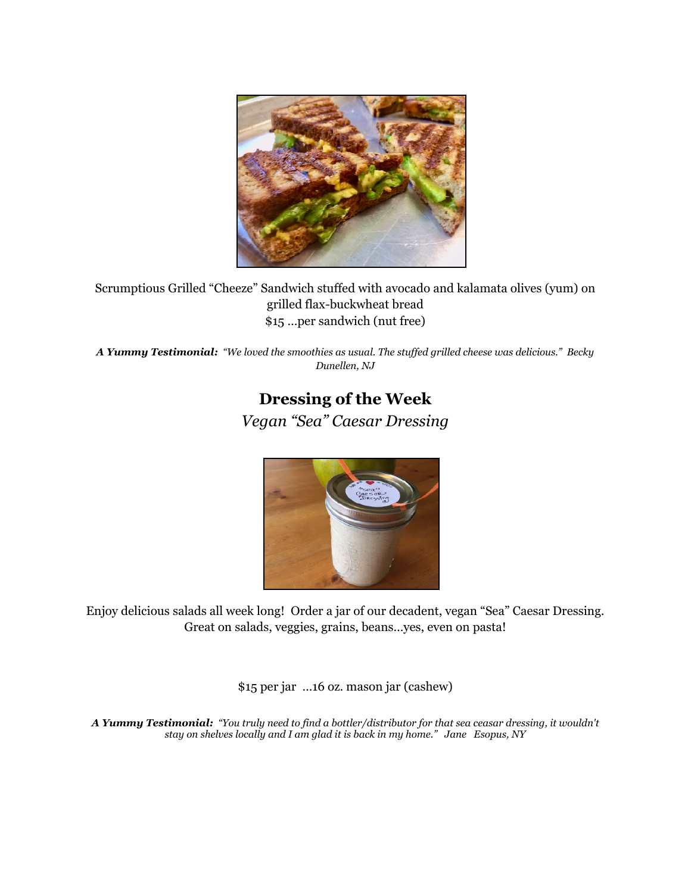Scrumptious Grilled “Cheeze” Sandwich stuffed with avocado and kalamata olives (yum) on grilled flax-buckwheat bread
$15 …per sandwich (nut free)

***A Yummy Testimonial:*** *“We loved the smoothies as usual. The stuffed grilled cheese was delicious.” Becky Dunellen, NJ*

## Dressing of the Week

*Vegan “Sea” Caesar Dressing*

Enjoy delicious salads all week long! Order a jar of our decadent, vegan “Sea” Caesar Dressing. Great on salads, veggies, grains, beans…yes, even on pasta!

$15 per jar …16 oz. mason jar (cashew)

***A Yummy Testimonial:*** *“You truly need to find a bottler/distributor for that sea ceasar dressing, it wouldn't stay on shelves locally and I am glad it is back in my home.” Jane Esopus, NY*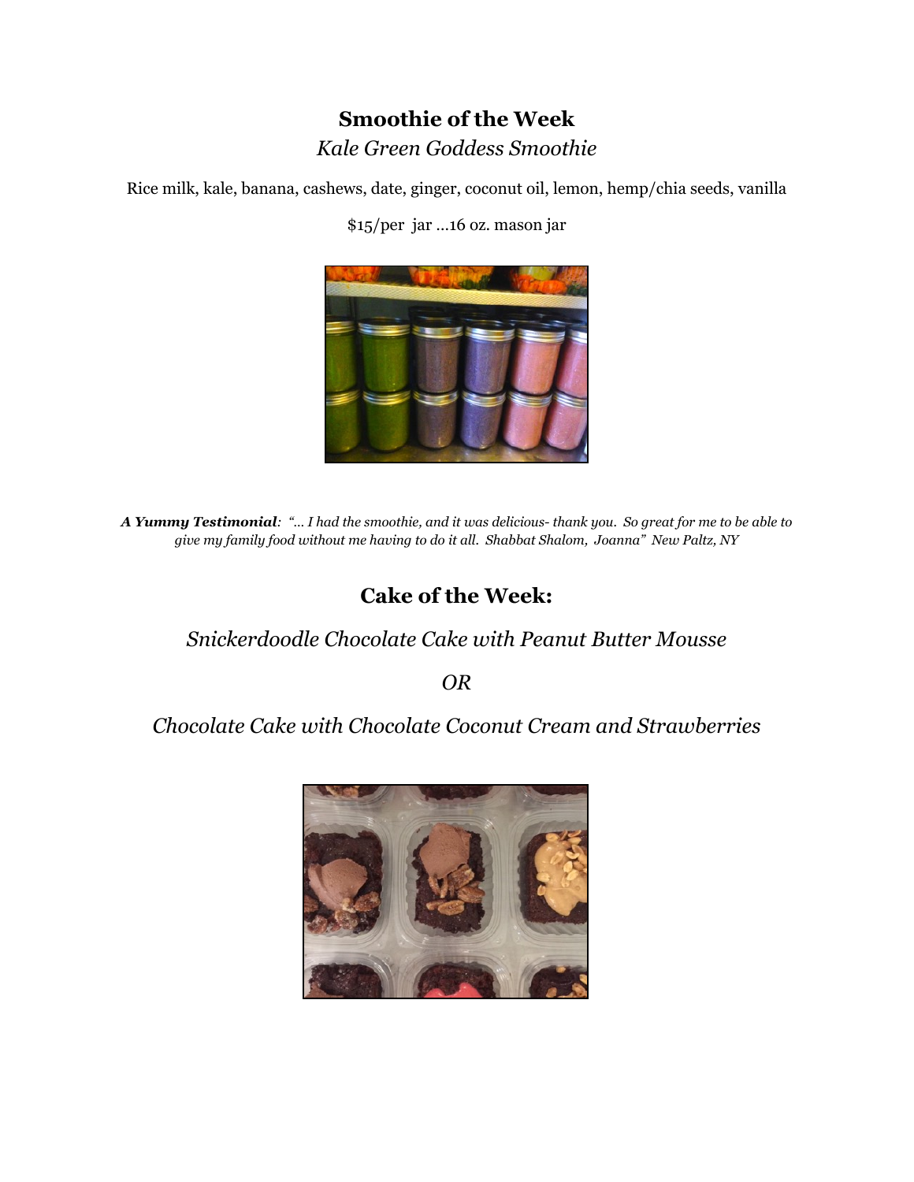## Smoothie of the Week

*Kale Green Goddess Smoothie*

Rice milk, kale, banana, cashews, date, ginger, coconut oil, lemon, hemp/chia seeds, vanilla

$15/per jar …16 oz. mason jar

***A Yummy Testimonial***: *"… I had the smoothie, and it was delicious- thank you. So great for me to be able to give my family food without me having to do it all. Shabbat Shalom, Joanna" New Paltz, NY*

## Cake of the Week:

*Snickerdoodle Chocolate Cake with Peanut Butter Mousse*

*OR*

*Chocolate Cake with Chocolate Coconut Cream and Strawberries*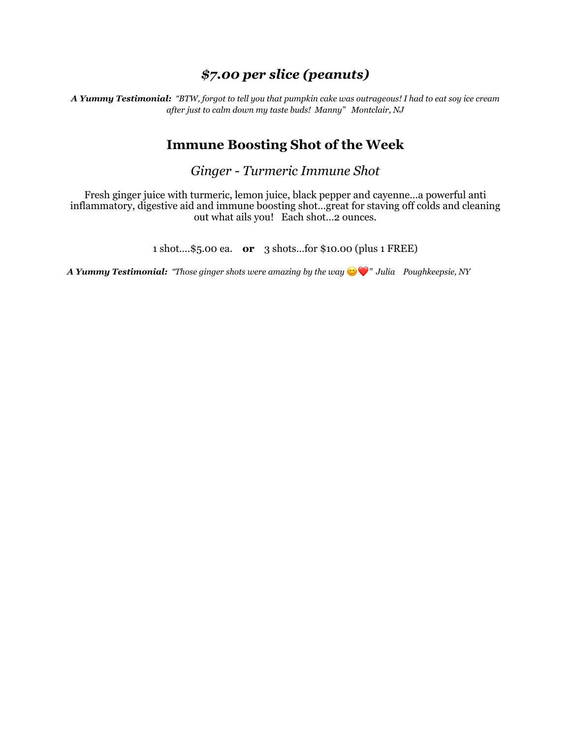### *$7.00 per slice (peanuts)*

***A Yummy Testimonial:*** *"BTW, forgot to tell you that pumpkin cake was outrageous! I had to eat soy ice cream after just to calm down my taste buds! Manny" Montclair, NJ*

## Immune Boosting Shot of the Week

### *Ginger - Turmeric Immune Shot*

Fresh ginger juice with turmeric, lemon juice, black pepper and cayenne…a powerful anti inflammatory, digestive aid and immune boosting shot…great for staving off colds and cleaning out what ails you! Each shot…2 ounces.

1 shot….$5.00 ea. **or** 3 shots…for $10.00 (plus 1 FREE)

***A Yummy Testimonial:*** *"Those ginger shots were amazing by the way 😊❤️" Julia Poughkeepsie, NY*